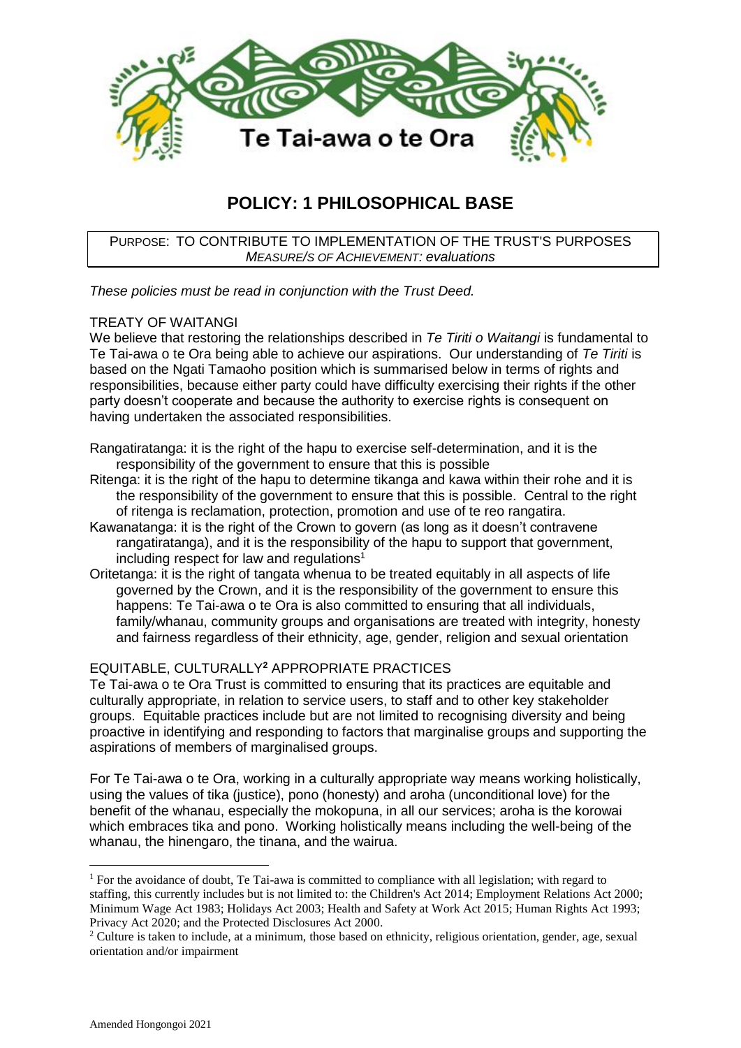Te Tai-awa o te Ora

# POLICY: 1 PHILOSOPHICAL BASE

PURPOSE: TO CONTRIBUTE TO IMPLEMENTATION OF THE TRUST'S PURPOSES
*MEASURE/S OF ACHIEVEMENT: evaluations*

*These policies must be read in conjunction with the Trust Deed.*

## TREATY OF WAITANGI

We believe that restoring the relationships described in *Te Tiriti o Waitangi* is fundamental to Te Tai-awa o te Ora being able to achieve our aspirations. Our understanding of *Te Tiriti* is based on the Ngati Tamaoho position which is summarised below in terms of rights and responsibilities, because either party could have difficulty exercising their rights if the other party doesn't cooperate and because the authority to exercise rights is consequent on having undertaken the associated responsibilities.

Rangatiratanga: it is the right of the hapu to exercise self-determination, and it is the responsibility of the government to ensure that this is possible

Ritenga: it is the right of the hapu to determine tikanga and kawa within their rohe and it is the responsibility of the government to ensure that this is possible. Central to the right of ritenga is reclamation, protection, promotion and use of te reo rangatira.

Kawanatanga: it is the right of the Crown to govern (as long as it doesn't contravene rangatiratanga), and it is the responsibility of the hapu to support that government, including respect for law and regulations[1]

Oritetanga: it is the right of tangata whenua to be treated equitably in all aspects of life governed by the Crown, and it is the responsibility of the government to ensure this happens: Te Tai-awa o te Ora is also committed to ensuring that all individuals, family/whanau, community groups and organisations are treated with integrity, honesty and fairness regardless of their ethnicity, age, gender, religion and sexual orientation

## EQUITABLE, CULTURALLY[2] APPROPRIATE PRACTICES

Te Tai-awa o te Ora Trust is committed to ensuring that its practices are equitable and culturally appropriate, in relation to service users, to staff and to other key stakeholder groups. Equitable practices include but are not limited to recognising diversity and being proactive in identifying and responding to factors that marginalise groups and supporting the aspirations of members of marginalised groups.

For Te Tai-awa o te Ora, working in a culturally appropriate way means working holistically, using the values of tika (justice), pono (honesty) and aroha (unconditional love) for the benefit of the whanau, especially the mokopuna, in all our services; aroha is the korowai which embraces tika and pono. Working holistically means including the well-being of the whanau, the hinengaro, the tinana, and the wairua.

---

[1] For the avoidance of doubt, Te Tai-awa is committed to compliance with all legislation; with regard to staffing, this currently includes but is not limited to: the Children's Act 2014; Employment Relations Act 2000; Minimum Wage Act 1983; Holidays Act 2003; Health and Safety at Work Act 2015; Human Rights Act 1993; Privacy Act 2020; and the Protected Disclosures Act 2000.

[2] Culture is taken to include, at a minimum, those based on ethnicity, religious orientation, gender, age, sexual orientation and/or impairment

Amended Hongongoi 2021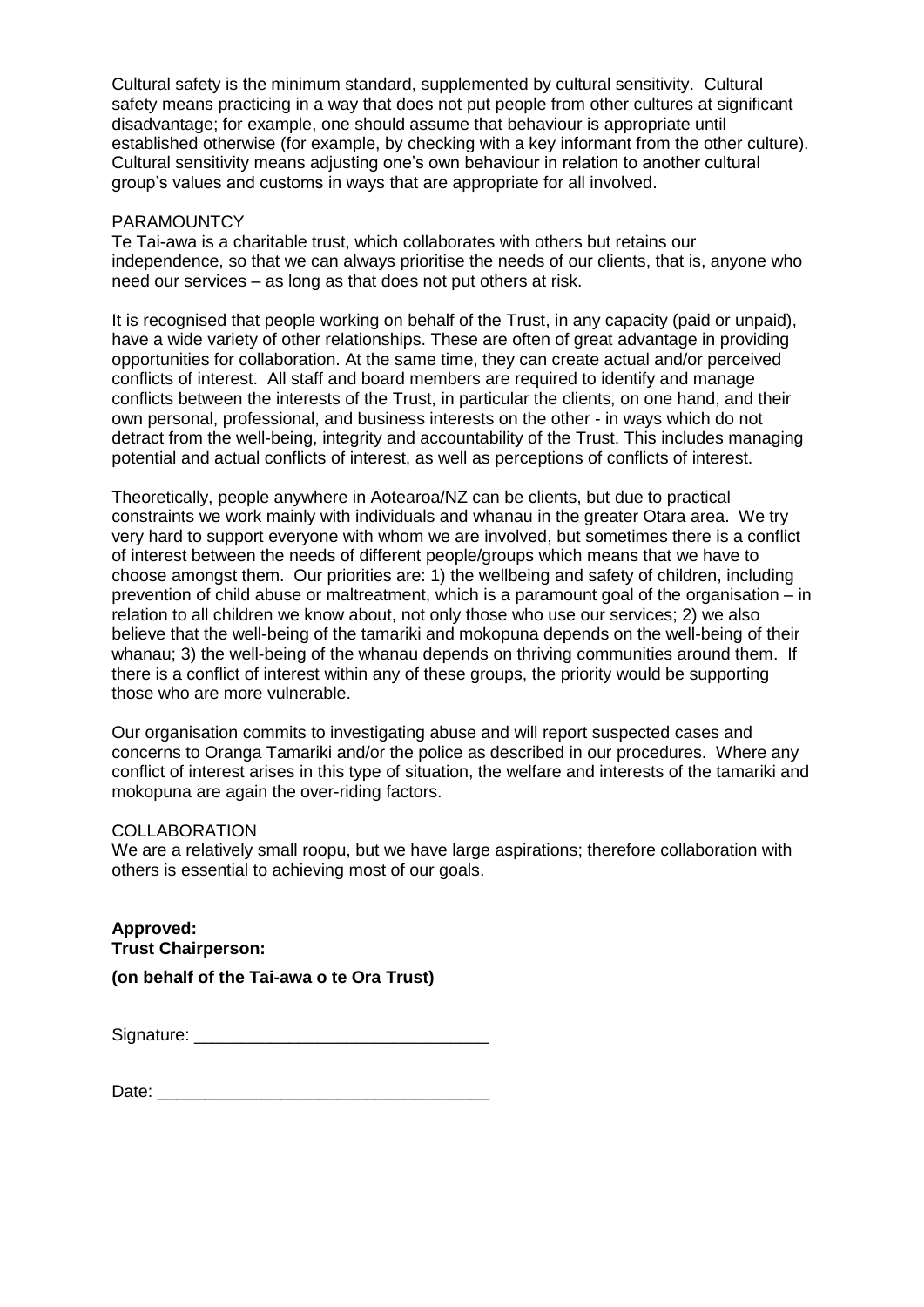Cultural safety is the minimum standard, supplemented by cultural sensitivity. Cultural safety means practicing in a way that does not put people from other cultures at significant disadvantage; for example, one should assume that behaviour is appropriate until established otherwise (for example, by checking with a key informant from the other culture). Cultural sensitivity means adjusting one's own behaviour in relation to another cultural group's values and customs in ways that are appropriate for all involved.

## PARAMOUNTCY

Te Tai-awa is a charitable trust, which collaborates with others but retains our independence, so that we can always prioritise the needs of our clients, that is, anyone who need our services – as long as that does not put others at risk.

It is recognised that people working on behalf of the Trust, in any capacity (paid or unpaid), have a wide variety of other relationships. These are often of great advantage in providing opportunities for collaboration. At the same time, they can create actual and/or perceived conflicts of interest. All staff and board members are required to identify and manage conflicts between the interests of the Trust, in particular the clients, on one hand, and their own personal, professional, and business interests on the other - in ways which do not detract from the well-being, integrity and accountability of the Trust. This includes managing potential and actual conflicts of interest, as well as perceptions of conflicts of interest.

Theoretically, people anywhere in Aotearoa/NZ can be clients, but due to practical constraints we work mainly with individuals and whanau in the greater Otara area. We try very hard to support everyone with whom we are involved, but sometimes there is a conflict of interest between the needs of different people/groups which means that we have to choose amongst them. Our priorities are: 1) the wellbeing and safety of children, including prevention of child abuse or maltreatment, which is a paramount goal of the organisation – in relation to all children we know about, not only those who use our services; 2) we also believe that the well-being of the tamariki and mokopuna depends on the well-being of their whanau; 3) the well-being of the whanau depends on thriving communities around them. If there is a conflict of interest within any of these groups, the priority would be supporting those who are more vulnerable.

Our organisation commits to investigating abuse and will report suspected cases and concerns to Oranga Tamariki and/or the police as described in our procedures. Where any conflict of interest arises in this type of situation, the welfare and interests of the tamariki and mokopuna are again the over-riding factors.

## COLLABORATION

We are a relatively small roopu, but we have large aspirations; therefore collaboration with others is essential to achieving most of our goals.

**Approved:**
**Trust Chairperson:**

**(on behalf of the Tai-awa o te Ora Trust)**

Signature: ________________________________

Date: ____________________________________